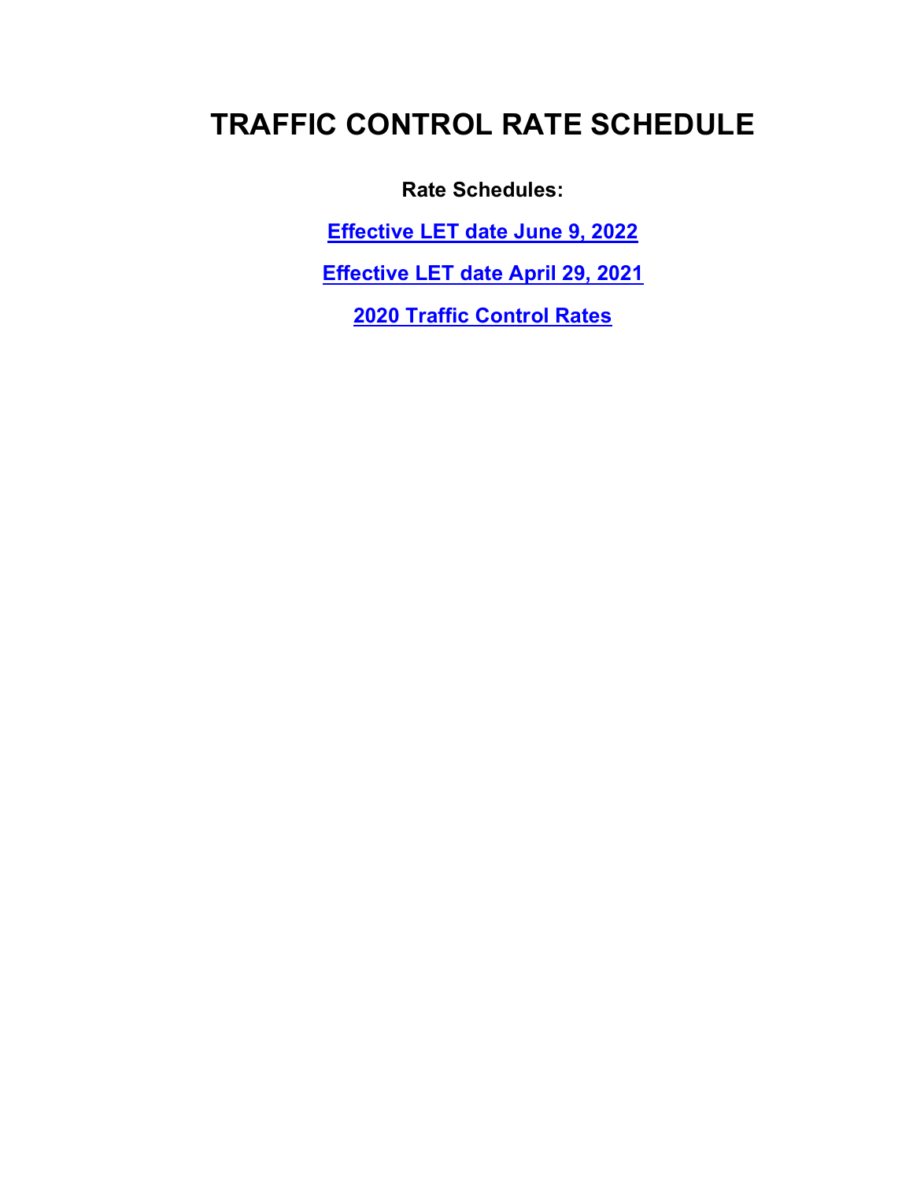# TRAFFIC CONTROL RATE SCHEDULE

**Rate Schedules:**

**Effective LET date June 9, 2022**

**Effective LET date April 29, 2021**

**2020 Traffic Control Rates**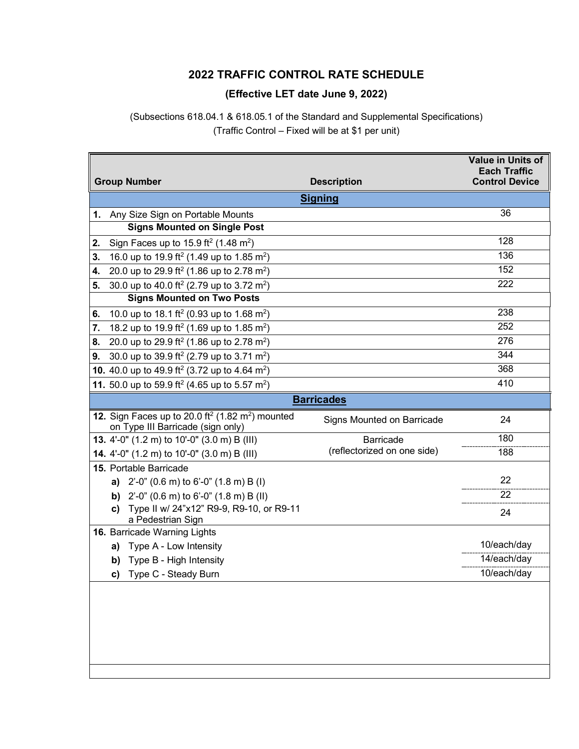# 2022 TRAFFIC CONTROL RATE SCHEDULE

## (Effective LET date June 9, 2022)

(Subsections 618.04.1 & 618.05.1 of the Standard and Supplemental Specifications)
(Traffic Control – Fixed will be at $1 per unit)

| Group Number | Description | Value in Units of Each Traffic Control Device |
|---|---|---|
| **Signing** | | |
| **1.** Any Size Sign on Portable Mounts | | 36 |
| **Signs Mounted on Single Post** | | |
| **2.** Sign Faces up to 15.9 $ft^2$ (1.48 $m^2$) | | 128 |
| **3.** 16.0 up to 19.9 $ft^2$ (1.49 up to 1.85 $m^2$) | | 136 |
| **4.** 20.0 up to 29.9 $ft^2$ (1.86 up to 2.78 $m^2$) | | 152 |
| **5.** 30.0 up to 40.0 $ft^2$ (2.79 up to 3.72 $m^2$) | | 222 |
| **Signs Mounted on Two Posts** | | |
| **6.** 10.0 up to 18.1 $ft^2$ (0.93 up to 1.68 $m^2$) | | 238 |
| **7.** 18.2 up to 19.9 $ft^2$ (1.69 up to 1.85 $m^2$) | | 252 |
| **8.** 20.0 up to 29.9 $ft^2$ (1.86 up to 2.78 $m^2$) | | 276 |
| **9.** 30.0 up to 39.9 $ft^2$ (2.79 up to 3.71 $m^2$) | | 344 |
| **10.** 40.0 up to 49.9 $ft^2$ (3.72 up to 4.64 $m^2$) | | 368 |
| **11.** 50.0 up to 59.9 $ft^2$ (4.65 up to 5.57 $m^2$) | | 410 |
| **Barricades** | | |
| **12.** Sign Faces up to 20.0 $ft^2$ (1.82 $m^2$) mounted on Type III Barricade (sign only) | Signs Mounted on Barricade | 24 |
| **13.** 4'-0" (1.2 m) to 10'-0" (3.0 m) B (III) | Barricade (reflectorized on one side) | 180 |
| **14.** 4'-0" (1.2 m) to 10'-0" (3.0 m) B (III) | | 188 |
| **15.** Portable Barricade | | |
| **a)** 2'-0" (0.6 m) to 6'-0" (1.8 m) B (I) | | 22 |
| **b)** 2'-0" (0.6 m) to 6'-0" (1.8 m) B (II) | | 22 |
| **c)** Type II w/ 24"x12" R9-9, R9-10, or R9-11 a Pedestrian Sign | | 24 |
| **16.** Barricade Warning Lights | | |
| **a)** Type A - Low Intensity | | 10/each/day |
| **b)** Type B - High Intensity | | 14/each/day |
| **c)** Type C - Steady Burn | | 10/each/day |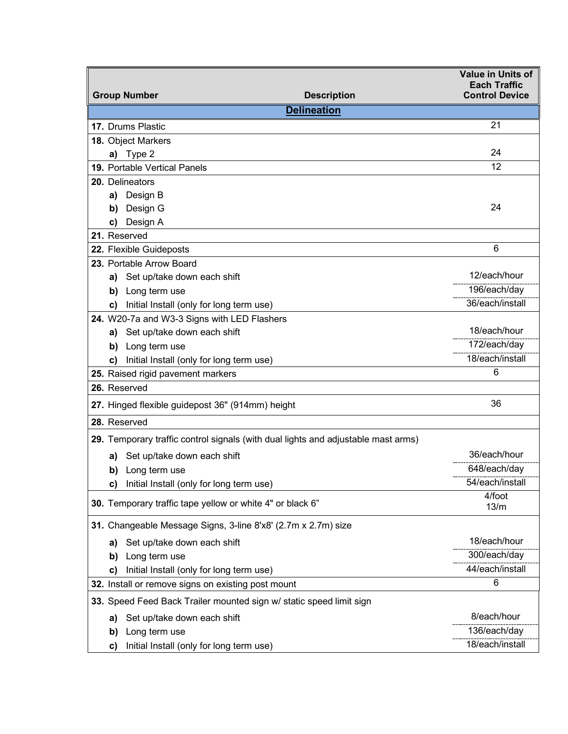| Group Number | Description | Value in Units of Each Traffic Control Device |
|---|---|---|
| **Delineation** | | |
| **17.** Drums Plastic | | 21 |
| **18.** Object Markers | | |
| **a)** Type 2 | | 24 |
| **19.** Portable Vertical Panels | | 12 |
| **20.** Delineators | | |
| **a)** Design B | | |
| **b)** Design G | | 24 |
| **c)** Design A | | |
| **21.** Reserved | | |
| **22.** Flexible Guideposts | | 6 |
| **23.** Portable Arrow Board | | |
| **a)** Set up/take down each shift | | 12/each/hour |
| **b)** Long term use | | 196/each/day |
| **c)** Initial Install (only for long term use) | | 36/each/install |
| **24.** W20-7a and W3-3 Signs with LED Flashers | | |
| **a)** Set up/take down each shift | | 18/each/hour |
| **b)** Long term use | | 172/each/day |
| **c)** Initial Install (only for long term use) | | 18/each/install |
| **25.** Raised rigid pavement markers | | 6 |
| **26.** Reserved | | |
| **27.** Hinged flexible guidepost 36" (914mm) height | | 36 |
| **28.** Reserved | | |
| **29.** Temporary traffic control signals (with dual lights and adjustable mast arms) | | |
| **a)** Set up/take down each shift | | 36/each/hour |
| **b)** Long term use | | 648/each/day |
| **c)** Initial Install (only for long term use) | | 54/each/install |
| **30.** Temporary traffic tape yellow or white 4" or black 6” | | 4/foot<br>13/m |
| **31.** Changeable Message Signs, 3-line 8'x8' (2.7m x 2.7m) size | | |
| **a)** Set up/take down each shift | | 18/each/hour |
| **b)** Long term use | | 300/each/day |
| **c)** Initial Install (only for long term use) | | 44/each/install |
| **32.** Install or remove signs on existing post mount | | 6 |
| **33.** Speed Feed Back Trailer mounted sign w/ static speed limit sign | | |
| **a)** Set up/take down each shift | | 8/each/hour |
| **b)** Long term use | | 136/each/day |
| **c)** Initial Install (only for long term use) | | 18/each/install |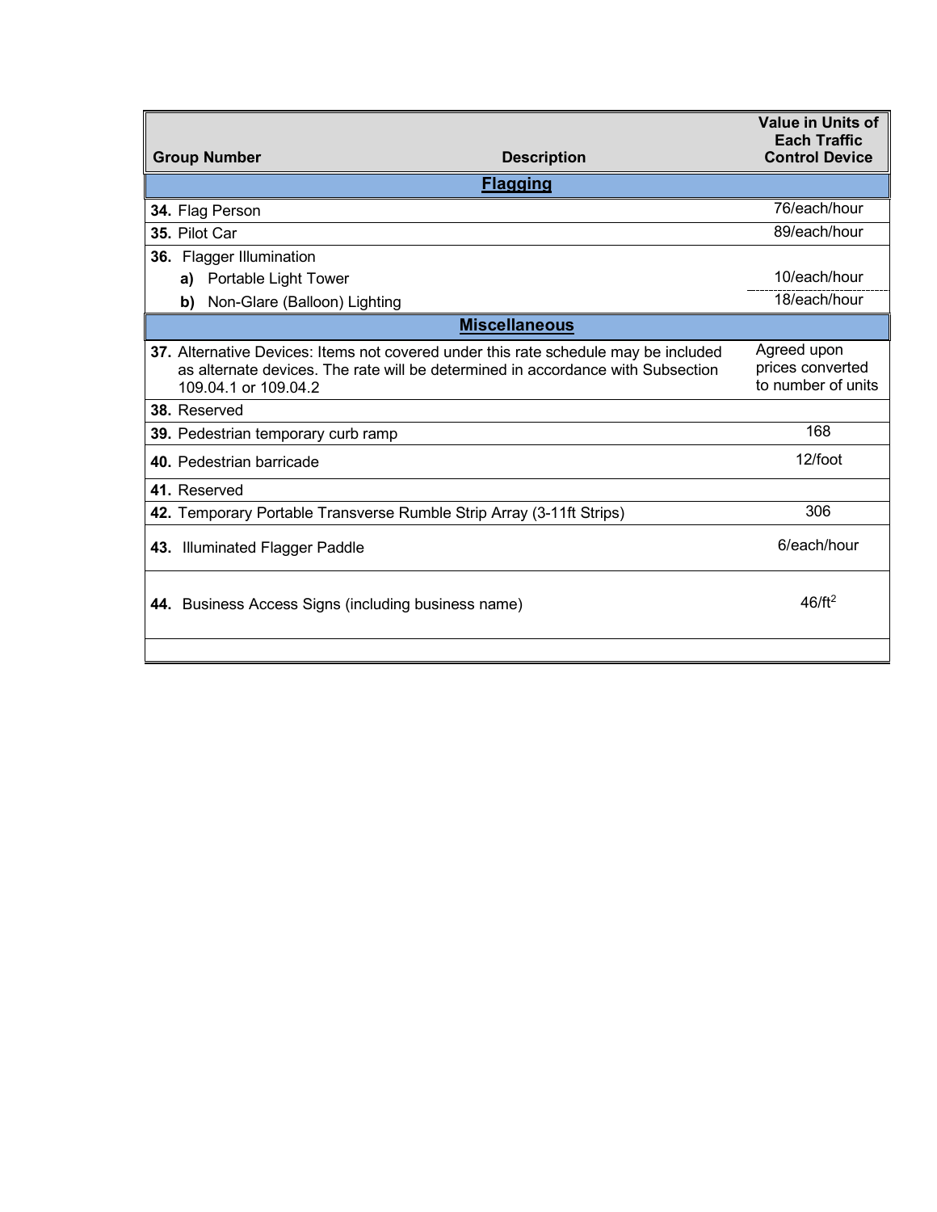| Group Number | Description | Value in Units of Each Traffic Control Device |
|---|---|---|
| **Flagging** | | |
| **34.** Flag Person | | 76/each/hour |
| **35.** Pilot Car | | 89/each/hour |
| **36.** Flagger Illumination | | |
| **a)** Portable Light Tower | | 10/each/hour |
| **b)** Non-Glare (Balloon) Lighting | | 18/each/hour |
| **Miscellaneous** | | |
| **37.** Alternative Devices: Items not covered under this rate schedule may be included as alternate devices. The rate will be determined in accordance with Subsection 109.04.1 or 109.04.2 | | Agreed upon prices converted to number of units |
| **38.** Reserved | | |
| **39.** Pedestrian temporary curb ramp | | 168 |
| **40.** Pedestrian barricade | | 12/foot |
| **41.** Reserved | | |
| **42.** Temporary Portable Transverse Rumble Strip Array (3-11ft Strips) | | 306 |
| **43.** Illuminated Flagger Paddle | | 6/each/hour |
| **44.** Business Access Signs (including business name) | | 46/ft$^2$ |
| | | |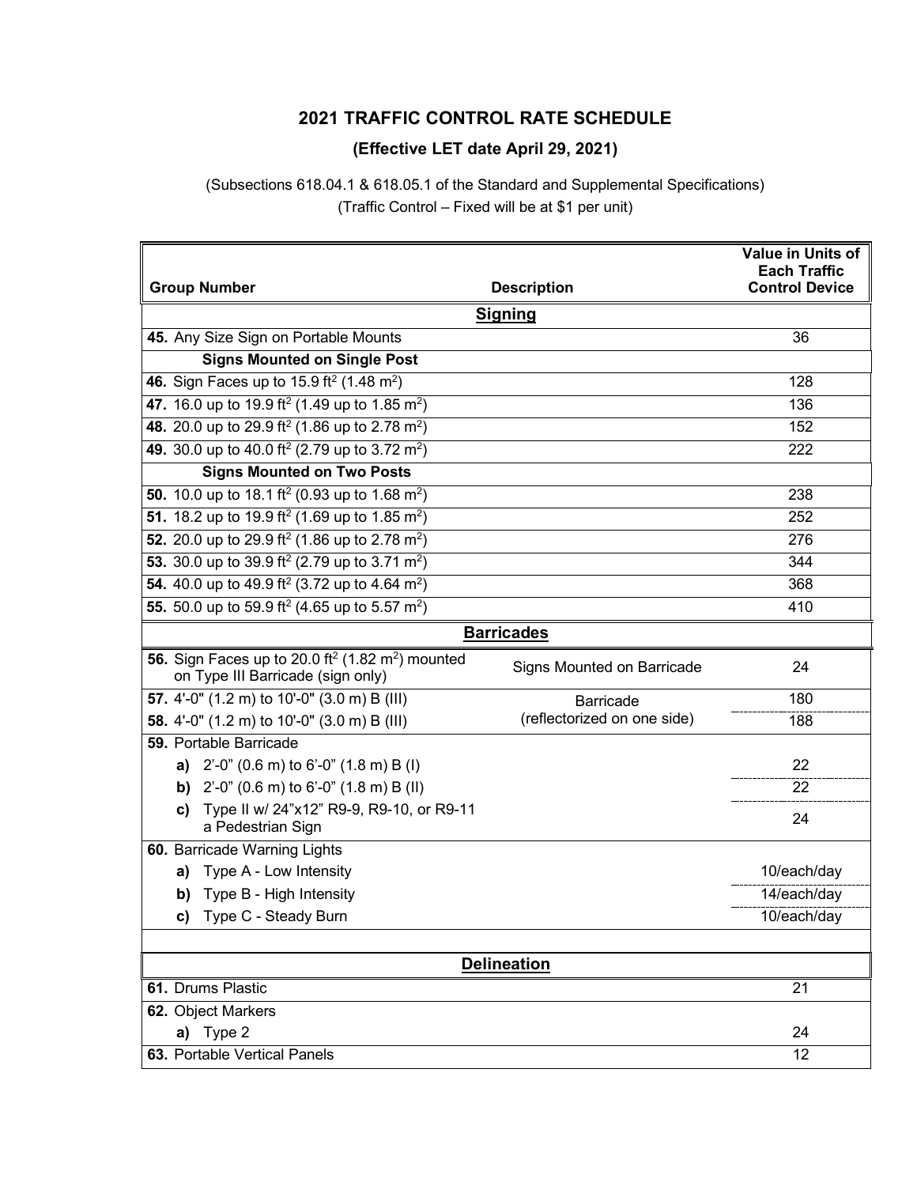## 2021 TRAFFIC CONTROL RATE SCHEDULE

### (Effective LET date April 29, 2021)

(Subsections 618.04.1 & 618.05.1 of the Standard and Supplemental Specifications)
(Traffic Control – Fixed will be at $1 per unit)

| Group Number | Description | Value in Units of Each Traffic Control Device |
|---|---|---|
| | **Signing** | |
| **45.** Any Size Sign on Portable Mounts | | 36 |
| **Signs Mounted on Single Post** | | |
| **46.** Sign Faces up to 15.9 $ft^2$ (1.48 $m^2$) | | 128 |
| **47.** 16.0 up to 19.9 $ft^2$ (1.49 up to 1.85 $m^2$) | | 136 |
| **48.** 20.0 up to 29.9 $ft^2$ (1.86 up to 2.78 $m^2$) | | 152 |
| **49.** 30.0 up to 40.0 $ft^2$ (2.79 up to 3.72 $m^2$) | | 222 |
| **Signs Mounted on Two Posts** | | |
| **50.** 10.0 up to 18.1 $ft^2$ (0.93 up to 1.68 $m^2$) | | 238 |
| **51.** 18.2 up to 19.9 $ft^2$ (1.69 up to 1.85 $m^2$) | | 252 |
| **52.** 20.0 up to 29.9 $ft^2$ (1.86 up to 2.78 $m^2$) | | 276 |
| **53.** 30.0 up to 39.9 $ft^2$ (2.79 up to 3.71 $m^2$) | | 344 |
| **54.** 40.0 up to 49.9 $ft^2$ (3.72 up to 4.64 $m^2$) | | 368 |
| **55.** 50.0 up to 59.9 $ft^2$ (4.65 up to 5.57 $m^2$) | | 410 |
| | **Barricades** | |
| **56.** Sign Faces up to 20.0 $ft^2$ (1.82 $m^2$) mounted on Type III Barricade (sign only) | Signs Mounted on Barricade | 24 |
| **57.** 4'-0" (1.2 m) to 10'-0" (3.0 m) B (III) | Barricade (reflectorized on one side) | 180 |
| **58.** 4'-0" (1.2 m) to 10'-0" (3.0 m) B (III) | | 188 |
| **59.** Portable Barricade | | |
| **a)** 2'-0" (0.6 m) to 6'-0" (1.8 m) B (I) | | 22 |
| **b)** 2'-0" (0.6 m) to 6'-0" (1.8 m) B (II) | | 22 |
| **c)** Type II w/ 24"x12" R9-9, R9-10, or R9-11 a Pedestrian Sign | | 24 |
| **60.** Barricade Warning Lights | | |
| **a)** Type A - Low Intensity | | 10/each/day |
| **b)** Type B - High Intensity | | 14/each/day |
| **c)** Type C - Steady Burn | | 10/each/day |
| | **Delineation** | |
| **61.** Drums Plastic | | 21 |
| **62.** Object Markers | | |
| **a)** Type 2 | | 24 |
| **63.** Portable Vertical Panels | | 12 |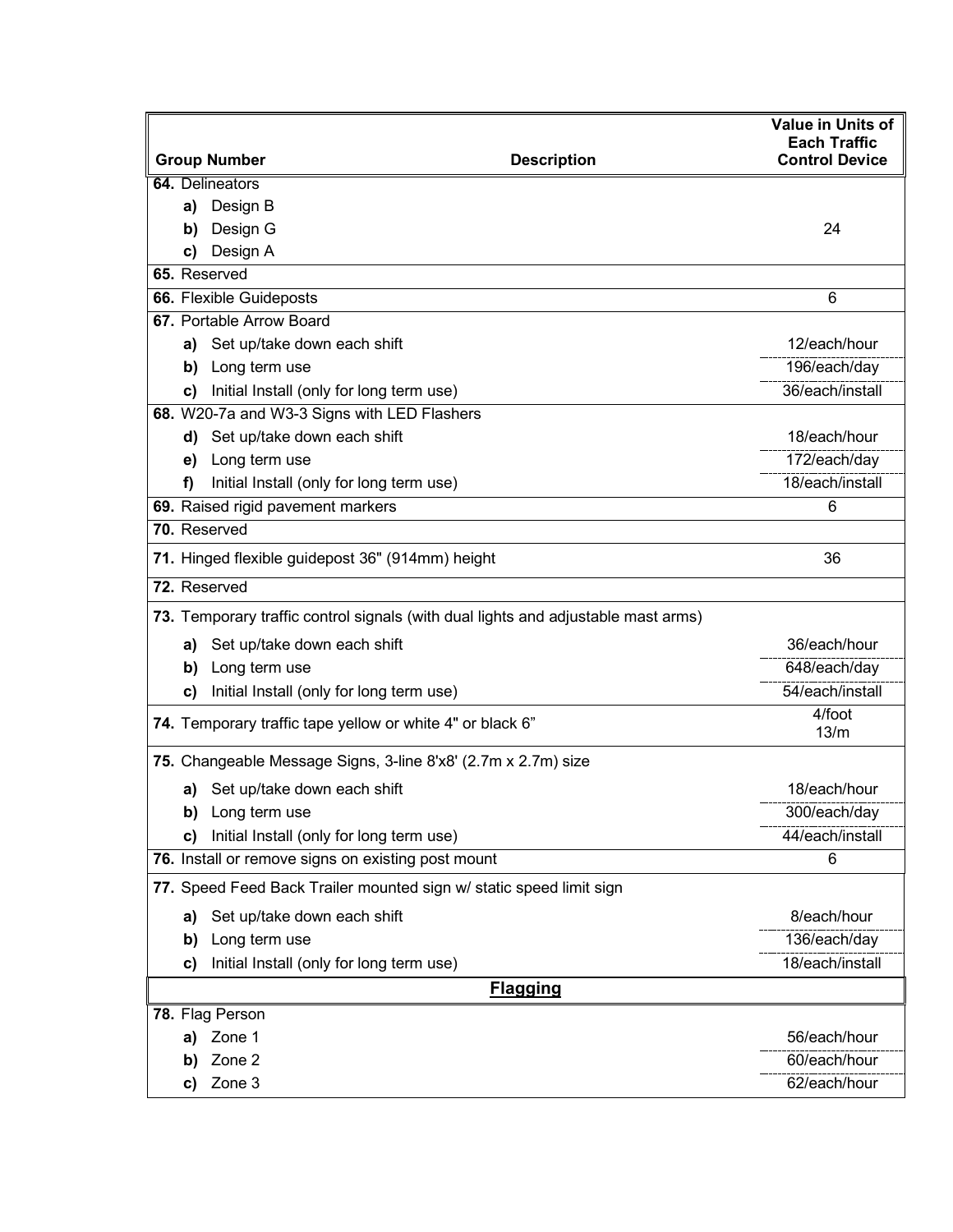| Group Number | Description | Value in Units of Each Traffic Control Device |
|---|---|---|
| **64.** Delineators | | |
| **a)** Design B | | |
| **b)** Design G | | 24 |
| **c)** Design A | | |
| **65.** Reserved | | |
| **66.** Flexible Guideposts | | 6 |
| **67.** Portable Arrow Board | | |
| **a)** Set up/take down each shift | | 12/each/hour |
| **b)** Long term use | | 196/each/day |
| **c)** Initial Install (only for long term use) | | 36/each/install |
| **68.** W20-7a and W3-3 Signs with LED Flashers | | |
| **d)** Set up/take down each shift | | 18/each/hour |
| **e)** Long term use | | 172/each/day |
| **f)** Initial Install (only for long term use) | | 18/each/install |
| **69.** Raised rigid pavement markers | | 6 |
| **70.** Reserved | | |
| **71.** Hinged flexible guidepost 36" (914mm) height | | 36 |
| **72.** Reserved | | |
| **73.** Temporary traffic control signals (with dual lights and adjustable mast arms) | | |
| **a)** Set up/take down each shift | | 36/each/hour |
| **b)** Long term use | | 648/each/day |
| **c)** Initial Install (only for long term use) | | 54/each/install |
| **74.** Temporary traffic tape yellow or white 4" or black 6” | | 4/foot 13/m |
| **75.** Changeable Message Signs, 3-line 8'x8' (2.7m x 2.7m) size | | |
| **a)** Set up/take down each shift | | 18/each/hour |
| **b)** Long term use | | 300/each/day |
| **c)** Initial Install (only for long term use) | | 44/each/install |
| **76.** Install or remove signs on existing post mount | | 6 |
| **77.** Speed Feed Back Trailer mounted sign w/ static speed limit sign | | |
| **a)** Set up/take down each shift | | 8/each/hour |
| **b)** Long term use | | 136/each/day |
| **c)** Initial Install (only for long term use) | | 18/each/install |
| | **Flagging** | |
| **78.** Flag Person | | |
| **a)** Zone 1 | | 56/each/hour |
| **b)** Zone 2 | | 60/each/hour |
| **c)** Zone 3 | | 62/each/hour |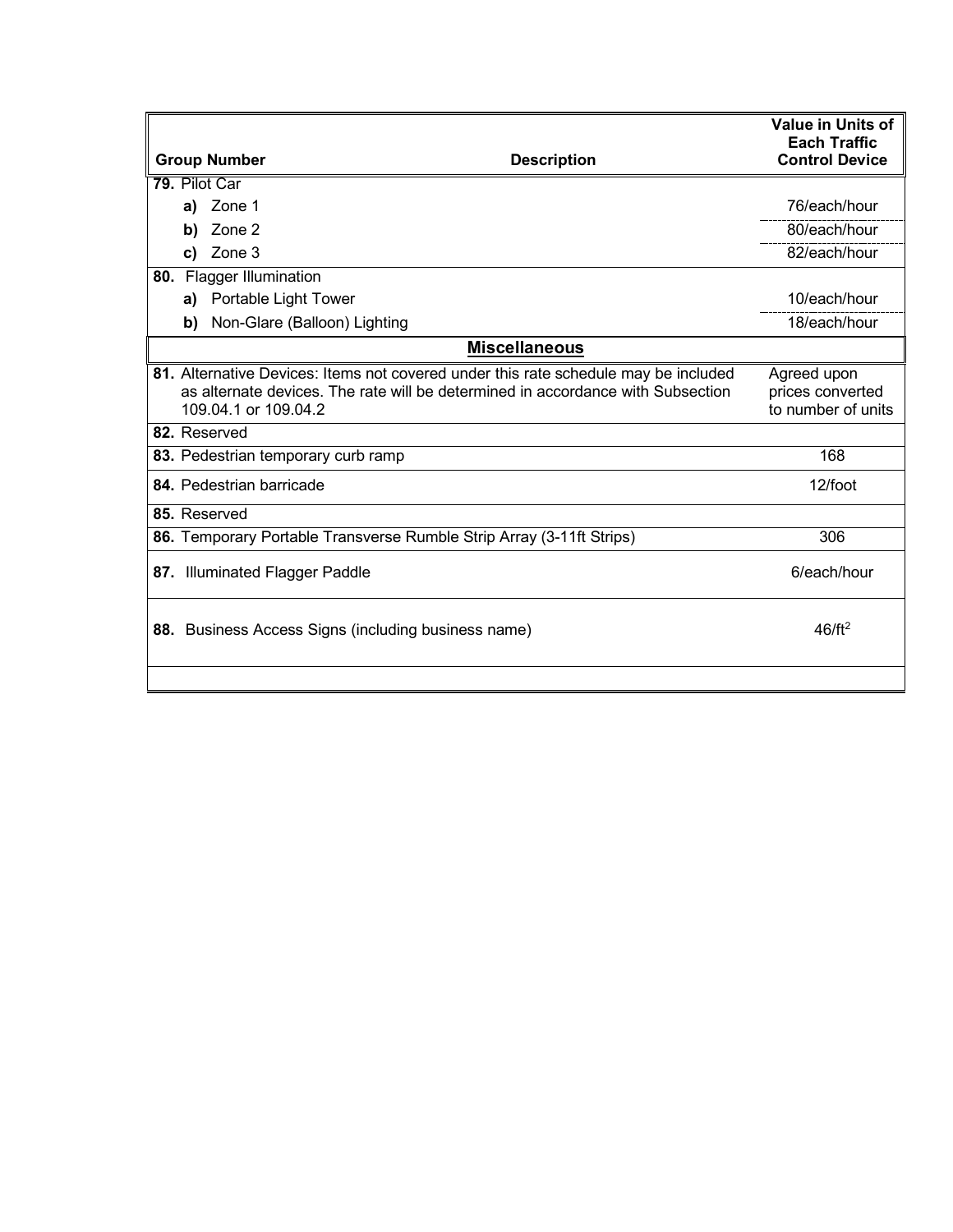| Group Number | Description | Value in Units of Each Traffic Control Device |
|---|---|---|
| **79.** Pilot Car | | |
| **a)** Zone 1 | | 76/each/hour |
| **b)** Zone 2 | | 80/each/hour |
| **c)** Zone 3 | | 82/each/hour |
| **80.** Flagger Illumination | | |
| **a)** Portable Light Tower | | 10/each/hour |
| **b)** Non-Glare (Balloon) Lighting | | 18/each/hour |
| | **Miscellaneous** | |
| **81.** Alternative Devices: Items not covered under this rate schedule may be included as alternate devices. The rate will be determined in accordance with Subsection 109.04.1 or 109.04.2 | | Agreed upon prices converted to number of units |
| **82.** Reserved | | |
| **83.** Pedestrian temporary curb ramp | | 168 |
| **84.** Pedestrian barricade | | 12/foot |
| **85.** Reserved | | |
| **86.** Temporary Portable Transverse Rumble Strip Array (3-11ft Strips) | | 306 |
| **87.** Illuminated Flagger Paddle | | 6/each/hour |
| **88.** Business Access Signs (including business name) | | $46/ft^2$ |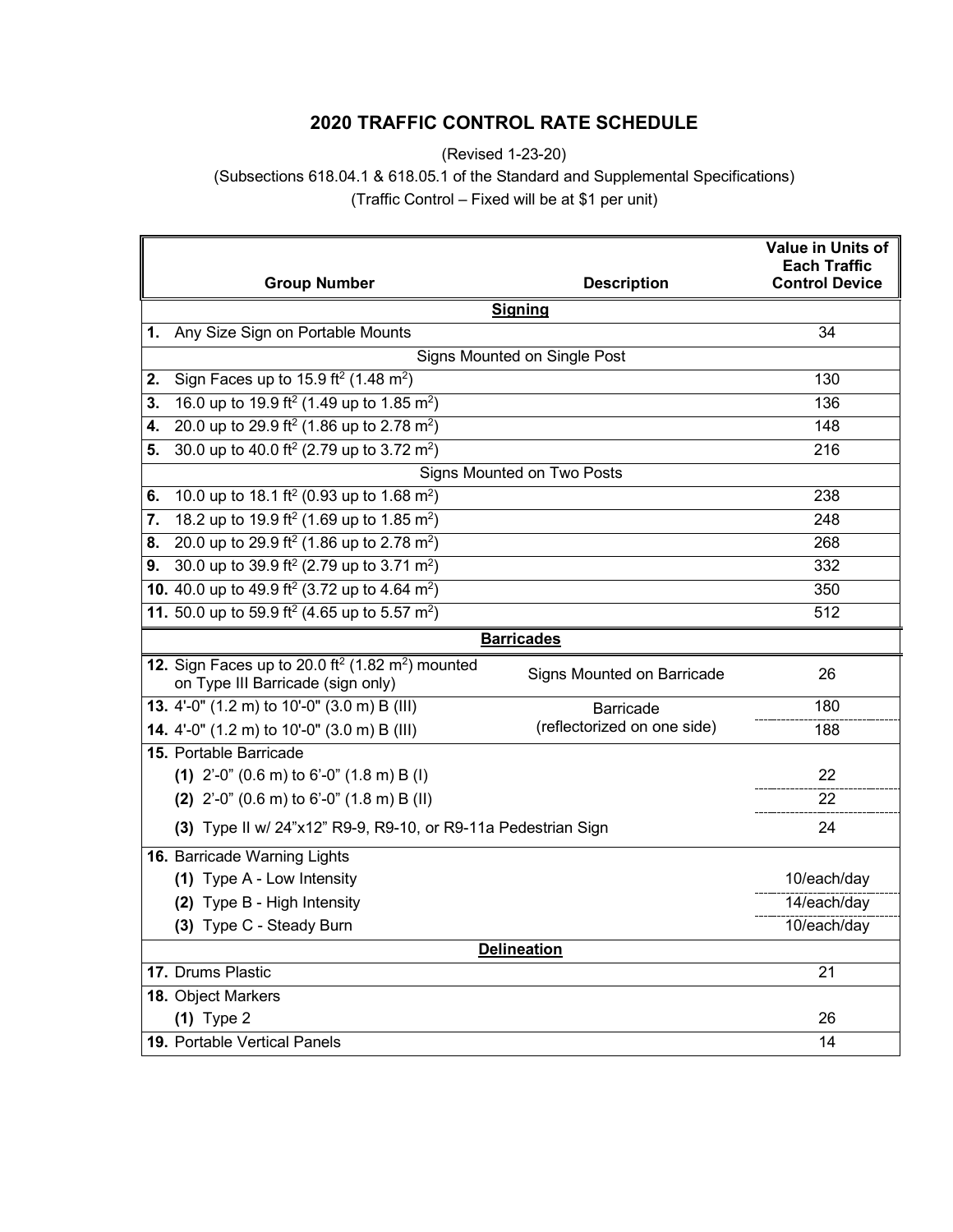# 2020 TRAFFIC CONTROL RATE SCHEDULE

(Revised 1-23-20)

(Subsections 618.04.1 & 618.05.1 of the Standard and Supplemental Specifications)

(Traffic Control – Fixed will be at $1 per unit)

| Group Number | Description | Value in Units of Each Traffic Control Device |
|---|---|---|
| | **Signing** | |
| **1.** Any Size Sign on Portable Mounts | | 34 |
| | Signs Mounted on Single Post | |
| **2.** Sign Faces up to 15.9 ft$^2$ (1.48 m$^2$) | | 130 |
| **3.** 16.0 up to 19.9 ft$^2$ (1.49 up to 1.85 m$^2$) | | 136 |
| **4.** 20.0 up to 29.9 ft$^2$ (1.86 up to 2.78 m$^2$) | | 148 |
| **5.** 30.0 up to 40.0 ft$^2$ (2.79 up to 3.72 m$^2$) | | 216 |
| | Signs Mounted on Two Posts | |
| **6.** 10.0 up to 18.1 ft$^2$ (0.93 up to 1.68 m$^2$) | | 238 |
| **7.** 18.2 up to 19.9 ft$^2$ (1.69 up to 1.85 m$^2$) | | 248 |
| **8.** 20.0 up to 29.9 ft$^2$ (1.86 up to 2.78 m$^2$) | | 268 |
| **9.** 30.0 up to 39.9 ft$^2$ (2.79 up to 3.71 m$^2$) | | 332 |
| **10.** 40.0 up to 49.9 ft$^2$ (3.72 up to 4.64 m$^2$) | | 350 |
| **11.** 50.0 up to 59.9 ft$^2$ (4.65 up to 5.57 m$^2$) | | 512 |
| | **Barricades** | |
| **12.** Sign Faces up to 20.0 ft$^2$ (1.82 m$^2$) mounted on Type III Barricade (sign only) | Signs Mounted on Barricade | 26 |
| **13.** 4'-0" (1.2 m) to 10'-0" (3.0 m) B (III) | Barricade (reflectorized on one side) | 180 |
| **14.** 4'-0" (1.2 m) to 10'-0" (3.0 m) B (III) | | 188 |
| **15.** Portable Barricade | | |
| **(1)** 2'-0" (0.6 m) to 6'-0" (1.8 m) B (I) | | 22 |
| **(2)** 2'-0" (0.6 m) to 6'-0" (1.8 m) B (II) | | 22 |
| **(3)** Type II w/ 24"x12" R9-9, R9-10, or R9-11a Pedestrian Sign | | 24 |
| **16.** Barricade Warning Lights | | |
| **(1)** Type A - Low Intensity | | 10/each/day |
| **(2)** Type B - High Intensity | | 14/each/day |
| **(3)** Type C - Steady Burn | | 10/each/day |
| | **Delineation** | |
| **17.** Drums Plastic | | 21 |
| **18.** Object Markers | | |
| **(1)** Type 2 | | 26 |
| **19.** Portable Vertical Panels | | 14 |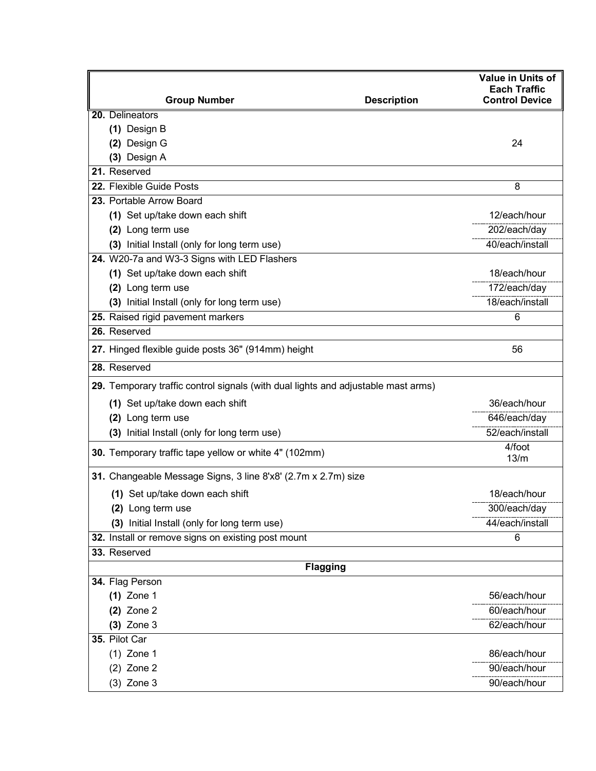| Group Number | Description | Value in Units of Each Traffic Control Device |
|---|---|---|
| **20.** Delineators | | |
| **(1)** Design B | | |
| **(2)** Design G | | 24 |
| **(3)** Design A | | |
| **21.** Reserved | | |
| **22.** Flexible Guide Posts | | 8 |
| **23.** Portable Arrow Board | | |
| **(1)** Set up/take down each shift | | 12/each/hour |
| **(2)** Long term use | | 202/each/day |
| **(3)** Initial Install (only for long term use) | | 40/each/install |
| **24.** W20-7a and W3-3 Signs with LED Flashers | | |
| **(1)** Set up/take down each shift | | 18/each/hour |
| **(2)** Long term use | | 172/each/day |
| **(3)** Initial Install (only for long term use) | | 18/each/install |
| **25.** Raised rigid pavement markers | | 6 |
| **26.** Reserved | | |
| **27.** Hinged flexible guide posts 36" (914mm) height | | 56 |
| **28.** Reserved | | |
| **29.** Temporary traffic control signals (with dual lights and adjustable mast arms) | | |
| **(1)** Set up/take down each shift | | 36/each/hour |
| **(2)** Long term use | | 646/each/day |
| **(3)** Initial Install (only for long term use) | | 52/each/install |
| **30.** Temporary traffic tape yellow or white 4" (102mm) | | 4/foot 13/m |
| **31.** Changeable Message Signs, 3 line 8'x8' (2.7m x 2.7m) size | | |
| **(1)** Set up/take down each shift | | 18/each/hour |
| **(2)** Long term use | | 300/each/day |
| **(3)** Initial Install (only for long term use) | | 44/each/install |
| **32.** Install or remove signs on existing post mount | | 6 |
| **33.** Reserved | | |
| | **Flagging** | |
| **34.** Flag Person | | |
| **(1)** Zone 1 | | 56/each/hour |
| **(2)** Zone 2 | | 60/each/hour |
| **(3)** Zone 3 | | 62/each/hour |
| **35.** Pilot Car | | |
| (1) Zone 1 | | 86/each/hour |
| (2) Zone 2 | | 90/each/hour |
| (3) Zone 3 | | 90/each/hour |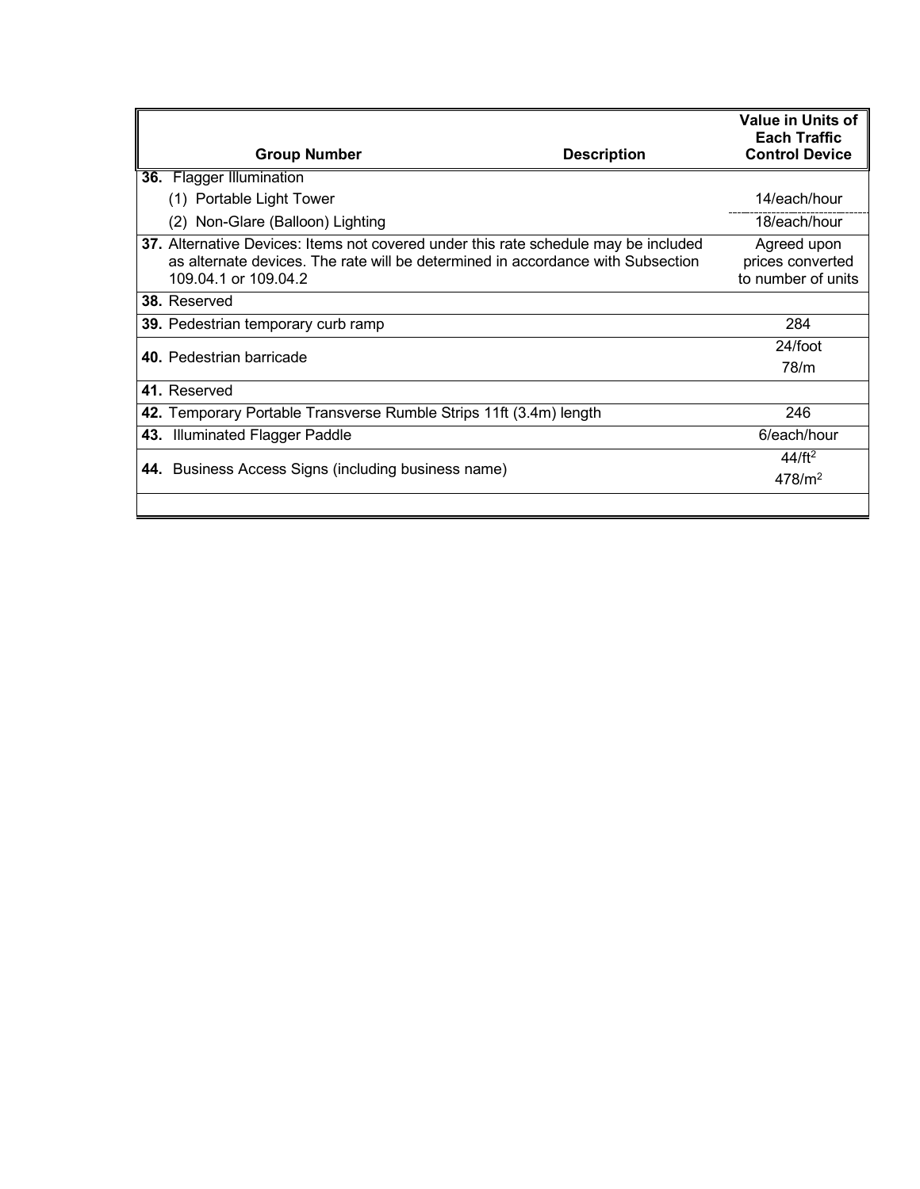| Group Number | Description | Value in Units of Each Traffic Control Device |
|---|---|---|
| **36.** Flagger Illumination | | |
| (1) Portable Light Tower | | 14/each/hour |
| (2) Non-Glare (Balloon) Lighting | | 18/each/hour |
| **37.** Alternative Devices: Items not covered under this rate schedule may be included as alternate devices. The rate will be determined in accordance with Subsection 109.04.1 or 109.04.2 | | Agreed upon prices converted to number of units |
| **38.** Reserved | | |
| **39.** Pedestrian temporary curb ramp | | 284 |
| **40.** Pedestrian barricade | | 24/foot<br>78/m |
| **41.** Reserved | | |
| **42.** Temporary Portable Transverse Rumble Strips 11ft (3.4m) length | | 246 |
| **43.** Illuminated Flagger Paddle | | 6/each/hour |
| **44.** Business Access Signs (including business name) | | $44/ft^2$<br>$478/m^2$ |
| | | |